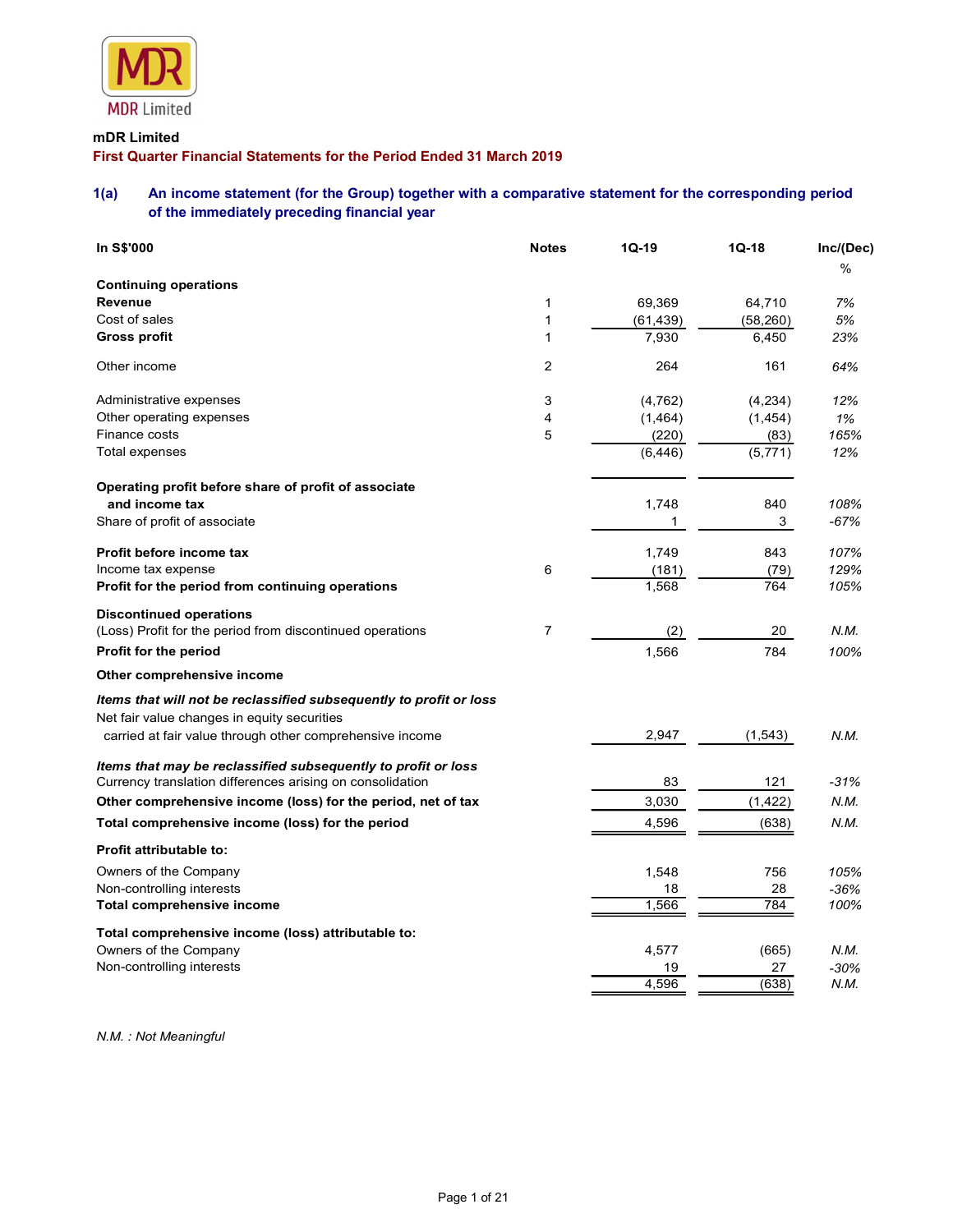MDR Limited

**mDR Limited**

**First Quarter Financial Statements for the Period Ended 31 March 2019**

## 1(a) An income statement (for the Group) together with a comparative statement for the corresponding period of the immediately preceding financial year

| In S$'000 | Notes | 1Q-19 | 1Q-18 | Inc/(Dec) % |
|---|---|---|---|---|
| **Continuing operations** | | | | |
| **Revenue** | 1 | 69,369 | 64,710 | *7%* |
| Cost of sales | 1 | (61,439) | (58,260) | *5%* |
| **Gross profit** | 1 | 7,930 | 6,450 | *23%* |
| Other income | 2 | 264 | 161 | *64%* |
| Administrative expenses | 3 | (4,762) | (4,234) | *12%* |
| Other operating expenses | 4 | (1,464) | (1,454) | *1%* |
| Finance costs | 5 | (220) | (83) | *165%* |
| Total expenses | | (6,446) | (5,771) | *12%* |
| **Operating profit before share of profit of associate and income tax** | | 1,748 | 840 | *108%* |
| Share of profit of associate | | 1 | 3 | *-67%* |
| **Profit before income tax** | | 1,749 | 843 | *107%* |
| Income tax expense | 6 | (181) | (79) | *129%* |
| **Profit for the period from continuing operations** | | 1,568 | 764 | *105%* |
| **Discontinued operations** | | | | |
| (Loss) Profit for the period from discontinued operations | 7 | (2) | 20 | *N.M.* |
| **Profit for the period** | | 1,566 | 784 | *100%* |
| **Other comprehensive income** | | | | |
| ***Items that will not be reclassified subsequently to profit or loss*** | | | | |
| Net fair value changes in equity securities carried at fair value through other comprehensive income | | 2,947 | (1,543) | *N.M.* |
| ***Items that may be reclassified subsequently to profit or loss*** | | | | |
| Currency translation differences arising on consolidation | | 83 | 121 | *-31%* |
| **Other comprehensive income (loss) for the period, net of tax** | | 3,030 | (1,422) | *N.M.* |
| **Total comprehensive income (loss) for the period** | | 4,596 | (638) | *N.M.* |
| **Profit attributable to:** | | | | |
| Owners of the Company | | 1,548 | 756 | *105%* |
| Non-controlling interests | | 18 | 28 | *-36%* |
| **Total comprehensive income** | | 1,566 | 784 | *100%* |
| **Total comprehensive income (loss) attributable to:** | | | | |
| Owners of the Company | | 4,577 | (665) | *N.M.* |
| Non-controlling interests | | 19 | 27 | *-30%* |
| | | 4,596 | (638) | *N.M.* |

*N.M. : Not Meaningful*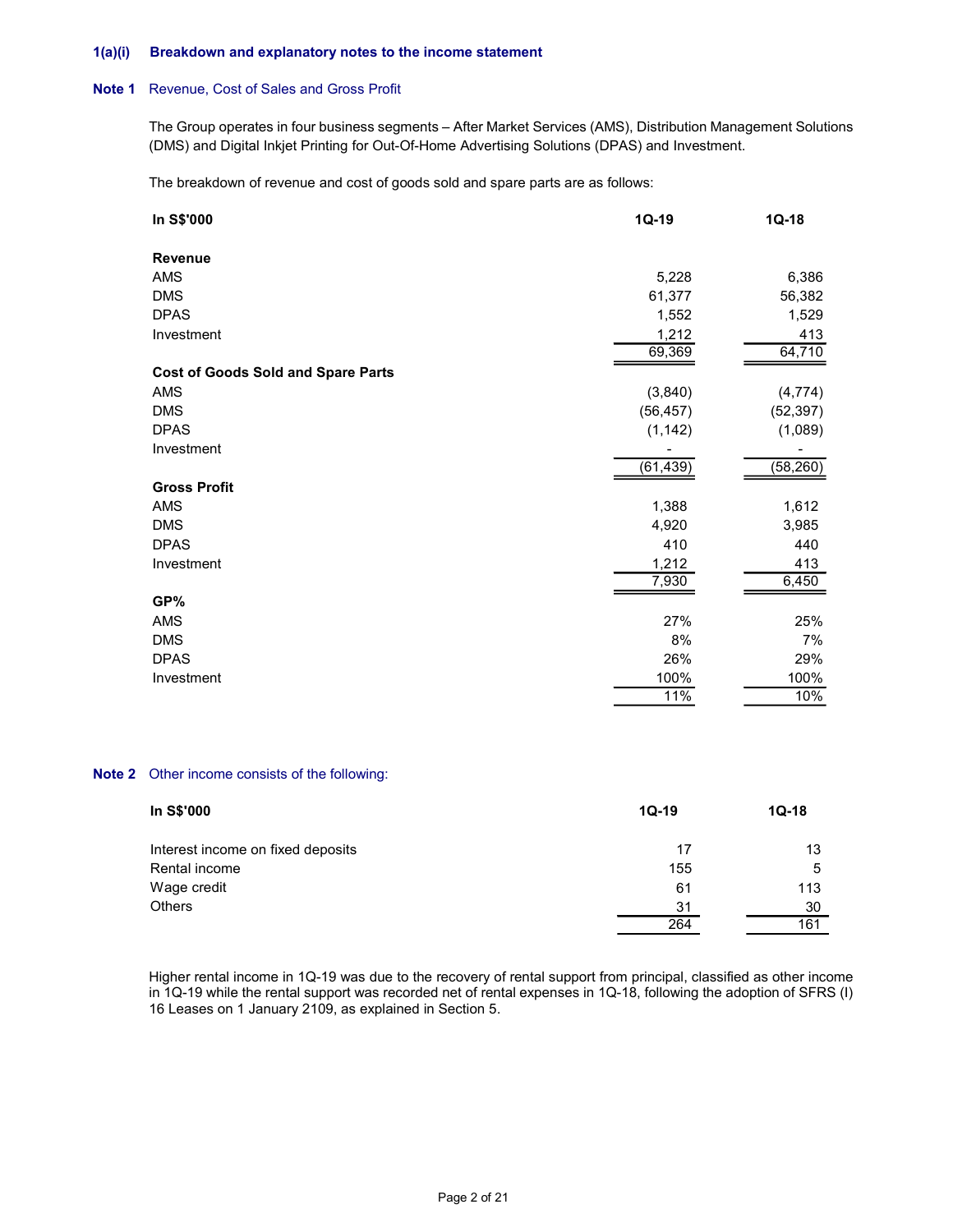### 1(a)(i) Breakdown and explanatory notes to the income statement

**Note 1** Revenue, Cost of Sales and Gross Profit

The Group operates in four business segments – After Market Services (AMS), Distribution Management Solutions (DMS) and Digital Inkjet Printing for Out-Of-Home Advertising Solutions (DPAS) and Investment.

The breakdown of revenue and cost of goods sold and spare parts are as follows:

| In S$'000 | 1Q-19 | 1Q-18 |
|---|---|---|
| **Revenue** | | |
| AMS | 5,228 | 6,386 |
| DMS | 61,377 | 56,382 |
| DPAS | 1,552 | 1,529 |
| Investment | 1,212 | 413 |
| | 69,369 | 64,710 |
| **Cost of Goods Sold and Spare Parts** | | |
| AMS | (3,840) | (4,774) |
| DMS | (56,457) | (52,397) |
| DPAS | (1,142) | (1,089) |
| Investment | - | - |
| | (61,439) | (58,260) |
| **Gross Profit** | | |
| AMS | 1,388 | 1,612 |
| DMS | 4,920 | 3,985 |
| DPAS | 410 | 440 |
| Investment | 1,212 | 413 |
| | 7,930 | 6,450 |
| **GP%** | | |
| AMS | 27% | 25% |
| DMS | 8% | 7% |
| DPAS | 26% | 29% |
| Investment | 100% | 100% |
| | 11% | 10% |

**Note 2** Other income consists of the following:

| In S$'000 | 1Q-19 | 1Q-18 |
|---|---|---|
| Interest income on fixed deposits | 17 | 13 |
| Rental income | 155 | 5 |
| Wage credit | 61 | 113 |
| Others | 31 | 30 |
| | 264 | 161 |

Higher rental income in 1Q-19 was due to the recovery of rental support from principal, classified as other income in 1Q-19 while the rental support was recorded net of rental expenses in 1Q-18, following the adoption of SFRS (I) 16 Leases on 1 January 2109, as explained in Section 5.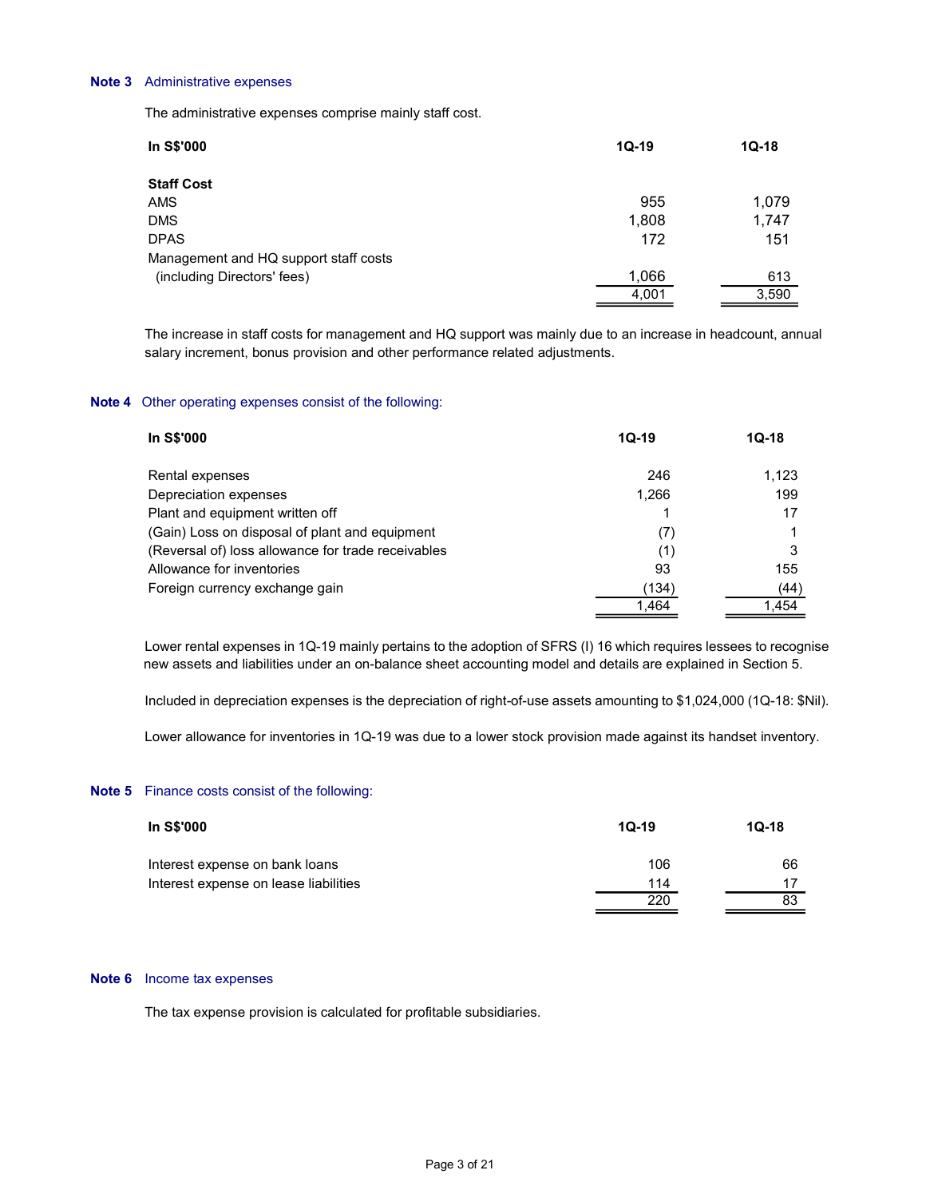### Note 3 Administrative expenses

The administrative expenses comprise mainly staff cost.

| In S$'000 | 1Q-19 | 1Q-18 |
|---|---|---|
| **Staff Cost** | | |
| AMS | 955 | 1,079 |
| DMS | 1,808 | 1,747 |
| DPAS | 172 | 151 |
| Management and HQ support staff costs (including Directors' fees) | 1,066 | 613 |
| | 4,001 | 3,590 |

The increase in staff costs for management and HQ support was mainly due to an increase in headcount, annual salary increment, bonus provision and other performance related adjustments.

### Note 4 Other operating expenses consist of the following:

| In S$'000 | 1Q-19 | 1Q-18 |
|---|---|---|
| Rental expenses | 246 | 1,123 |
| Depreciation expenses | 1,266 | 199 |
| Plant and equipment written off | 1 | 17 |
| (Gain) Loss on disposal of plant and equipment | (7) | 1 |
| (Reversal of) loss allowance for trade receivables | (1) | 3 |
| Allowance for inventories | 93 | 155 |
| Foreign currency exchange gain | (134) | (44) |
| | 1,464 | 1,454 |

Lower rental expenses in 1Q-19 mainly pertains to the adoption of SFRS (I) 16 which requires lessees to recognise new assets and liabilities under an on-balance sheet accounting model and details are explained in Section 5.

Included in depreciation expenses is the depreciation of right-of-use assets amounting to $1,024,000 (1Q-18: $Nil).

Lower allowance for inventories in 1Q-19 was due to a lower stock provision made against its handset inventory.

### Note 5 Finance costs consist of the following:

| In S$'000 | 1Q-19 | 1Q-18 |
|---|---|---|
| Interest expense on bank loans | 106 | 66 |
| Interest expense on lease liabilities | 114 | 17 |
| | 220 | 83 |

### Note 6 Income tax expenses

The tax expense provision is calculated for profitable subsidiaries.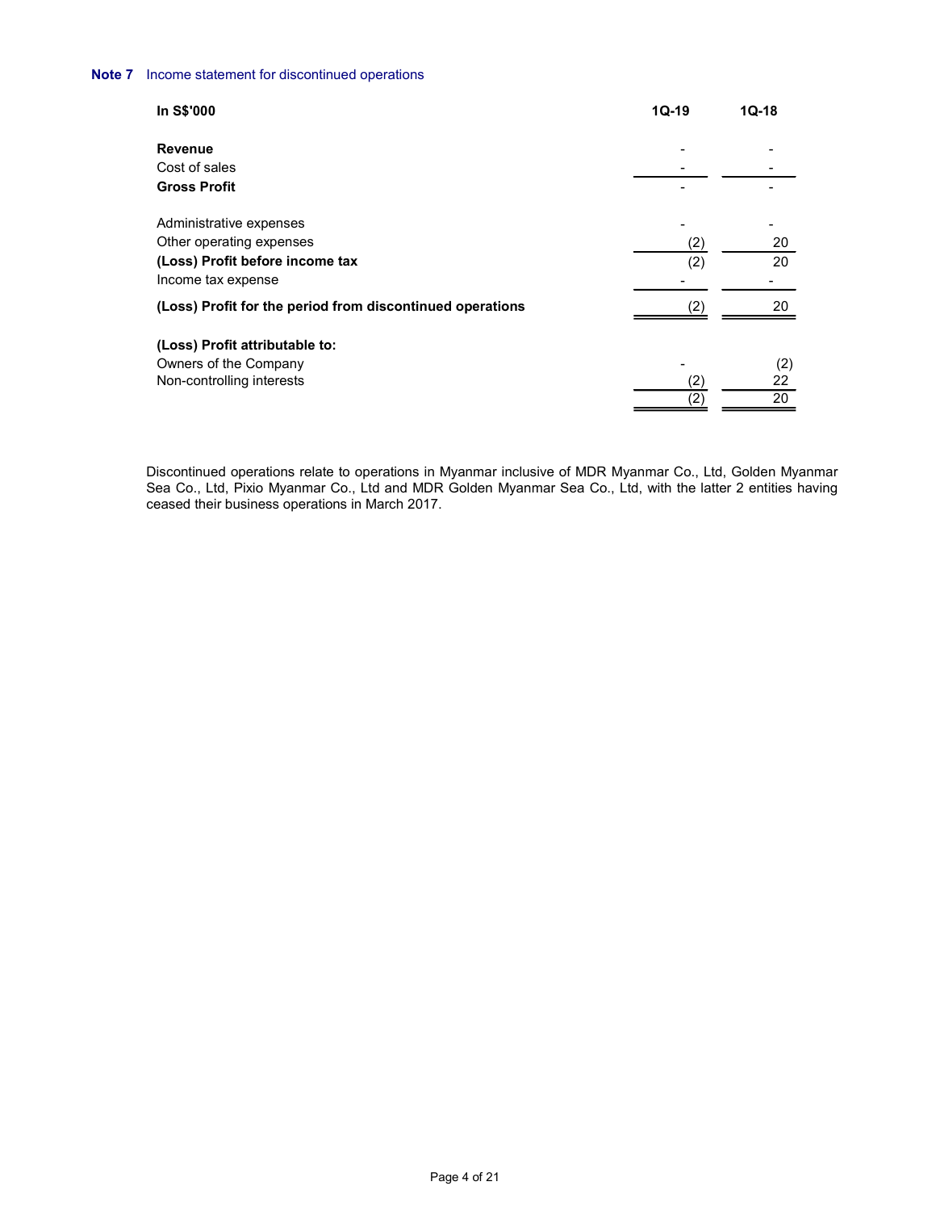**Note 7** Income statement for discontinued operations

| In S$'000 | 1Q-19 | 1Q-18 |
|---|---|---|
| **Revenue** | - | - |
| Cost of sales | - | - |
| **Gross Profit** | - | - |
| | | |
| Administrative expenses | - | - |
| Other operating expenses | (2) | 20 |
| **(Loss) Profit before income tax** | (2) | 20 |
| Income tax expense | - | - |
| **(Loss) Profit for the period from discontinued operations** | (2) | 20 |
| | | |
| **(Loss) Profit attributable to:** | | |
| Owners of the Company | - | (2) |
| Non-controlling interests | (2) | 22 |
| | (2) | 20 |

Discontinued operations relate to operations in Myanmar inclusive of MDR Myanmar Co., Ltd, Golden Myanmar Sea Co., Ltd, Pixio Myanmar Co., Ltd and MDR Golden Myanmar Sea Co., Ltd, with the latter 2 entities having ceased their business operations in March 2017.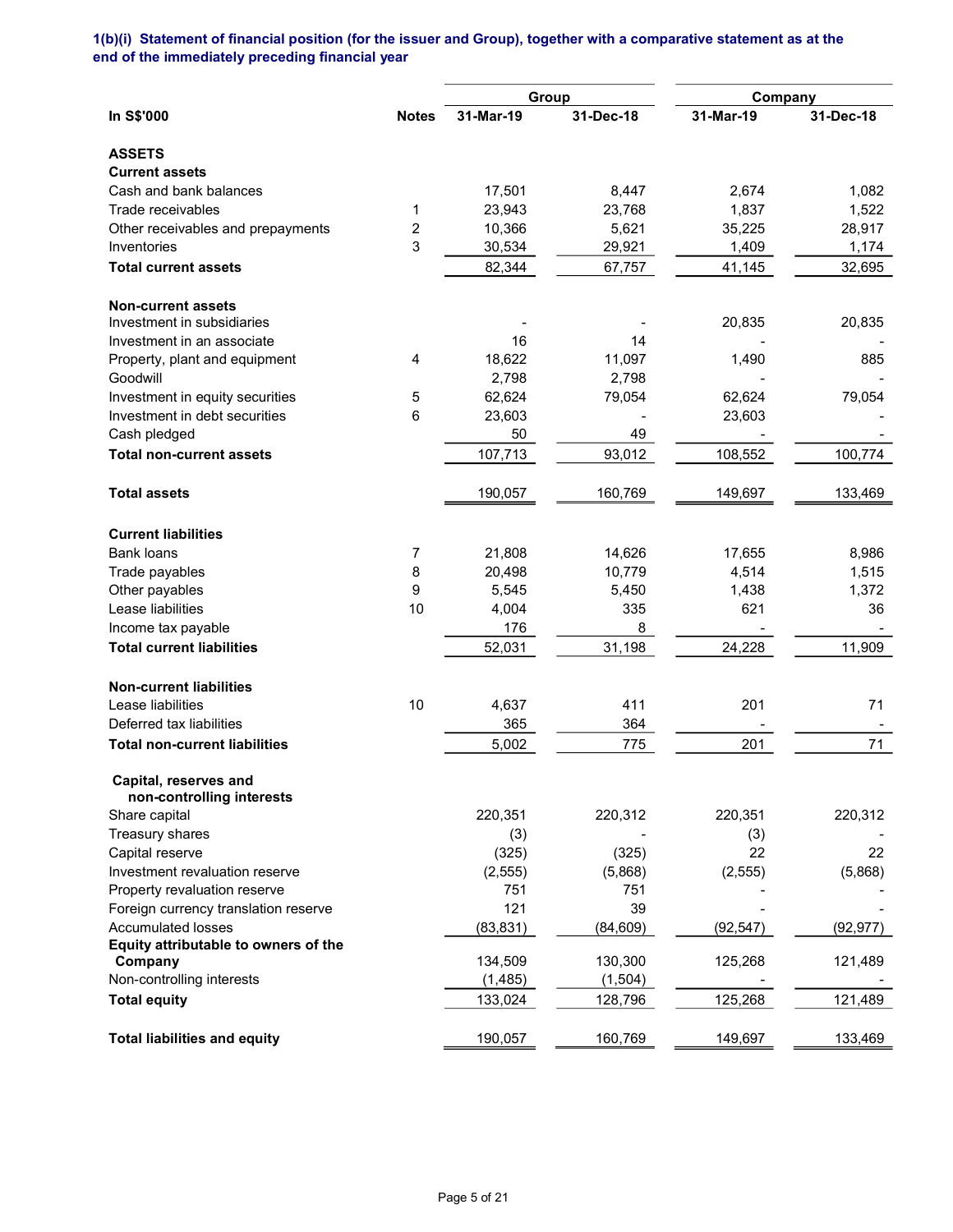### 1(b)(i) Statement of financial position (for the issuer and Group), together with a comparative statement as at the end of the immediately preceding financial year

| In S$'000 | Notes | Group | | Company | |
|---|---|---|---|---|---|
| | | 31-Mar-19 | 31-Dec-18 | 31-Mar-19 | 31-Dec-18 |
| **ASSETS** | | | | | |
| **Current assets** | | | | | |
| Cash and bank balances | | 17,501 | 8,447 | 2,674 | 1,082 |
| Trade receivables | 1 | 23,943 | 23,768 | 1,837 | 1,522 |
| Other receivables and prepayments | 2 | 10,366 | 5,621 | 35,225 | 28,917 |
| Inventories | 3 | 30,534 | 29,921 | 1,409 | 1,174 |
| **Total current assets** | | 82,344 | 67,757 | 41,145 | 32,695 |
| **Non-current assets** | | | | | |
| Investment in subsidiaries | | - | - | 20,835 | 20,835 |
| Investment in an associate | | 16 | 14 | - | - |
| Property, plant and equipment | 4 | 18,622 | 11,097 | 1,490 | 885 |
| Goodwill | | 2,798 | 2,798 | - | - |
| Investment in equity securities | 5 | 62,624 | 79,054 | 62,624 | 79,054 |
| Investment in debt securities | 6 | 23,603 | - | 23,603 | - |
| Cash pledged | | 50 | 49 | - | - |
| **Total non-current assets** | | 107,713 | 93,012 | 108,552 | 100,774 |
| **Total assets** | | 190,057 | 160,769 | 149,697 | 133,469 |
| **Current liabilities** | | | | | |
| Bank loans | 7 | 21,808 | 14,626 | 17,655 | 8,986 |
| Trade payables | 8 | 20,498 | 10,779 | 4,514 | 1,515 |
| Other payables | 9 | 5,545 | 5,450 | 1,438 | 1,372 |
| Lease liabilities | 10 | 4,004 | 335 | 621 | 36 |
| Income tax payable | | 176 | 8 | - | - |
| **Total current liabilities** | | 52,031 | 31,198 | 24,228 | 11,909 |
| **Non-current liabilities** | | | | | |
| Lease liabilities | 10 | 4,637 | 411 | 201 | 71 |
| Deferred tax liabilities | | 365 | 364 | - | - |
| **Total non-current liabilities** | | 5,002 | 775 | 201 | 71 |
| **Capital, reserves and non-controlling interests** | | | | | |
| Share capital | | 220,351 | 220,312 | 220,351 | 220,312 |
| Treasury shares | | (3) | - | (3) | - |
| Capital reserve | | (325) | (325) | 22 | 22 |
| Investment revaluation reserve | | (2,555) | (5,868) | (2,555) | (5,868) |
| Property revaluation reserve | | 751 | 751 | - | - |
| Foreign currency translation reserve | | 121 | 39 | - | - |
| Accumulated losses | | (83,831) | (84,609) | (92,547) | (92,977) |
| **Equity attributable to owners of the Company** | | 134,509 | 130,300 | 125,268 | 121,489 |
| Non-controlling interests | | (1,485) | (1,504) | - | - |
| **Total equity** | | 133,024 | 128,796 | 125,268 | 121,489 |
| **Total liabilities and equity** | | 190,057 | 160,769 | 149,697 | 133,469 |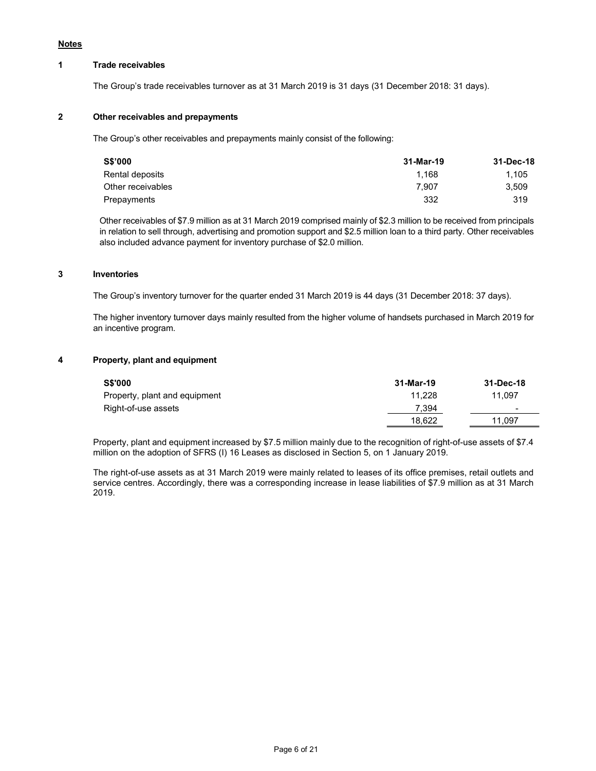**Notes**

**1 Trade receivables**

The Group's trade receivables turnover as at 31 March 2019 is 31 days (31 December 2018: 31 days).

**2 Other receivables and prepayments**

The Group's other receivables and prepayments mainly consist of the following:

| S$'000 | 31-Mar-19 | 31-Dec-18 |
|---|---|---|
| Rental deposits | 1,168 | 1,105 |
| Other receivables | 7,907 | 3,509 |
| Prepayments | 332 | 319 |

Other receivables of $7.9 million as at 31 March 2019 comprised mainly of $2.3 million to be received from principals in relation to sell through, advertising and promotion support and $2.5 million loan to a third party. Other receivables also included advance payment for inventory purchase of $2.0 million.

**3 Inventories**

The Group's inventory turnover for the quarter ended 31 March 2019 is 44 days (31 December 2018: 37 days).

The higher inventory turnover days mainly resulted from the higher volume of handsets purchased in March 2019 for an incentive program.

**4 Property, plant and equipment**

| S$'000 | 31-Mar-19 | 31-Dec-18 |
|---|---|---|
| Property, plant and equipment | 11,228 | 11,097 |
| Right-of-use assets | 7,394 | - |
| | 18,622 | 11,097 |

Property, plant and equipment increased by $7.5 million mainly due to the recognition of right-of-use assets of $7.4 million on the adoption of SFRS (I) 16 Leases as disclosed in Section 5, on 1 January 2019.

The right-of-use assets as at 31 March 2019 were mainly related to leases of its office premises, retail outlets and service centres. Accordingly, there was a corresponding increase in lease liabilities of $7.9 million as at 31 March 2019.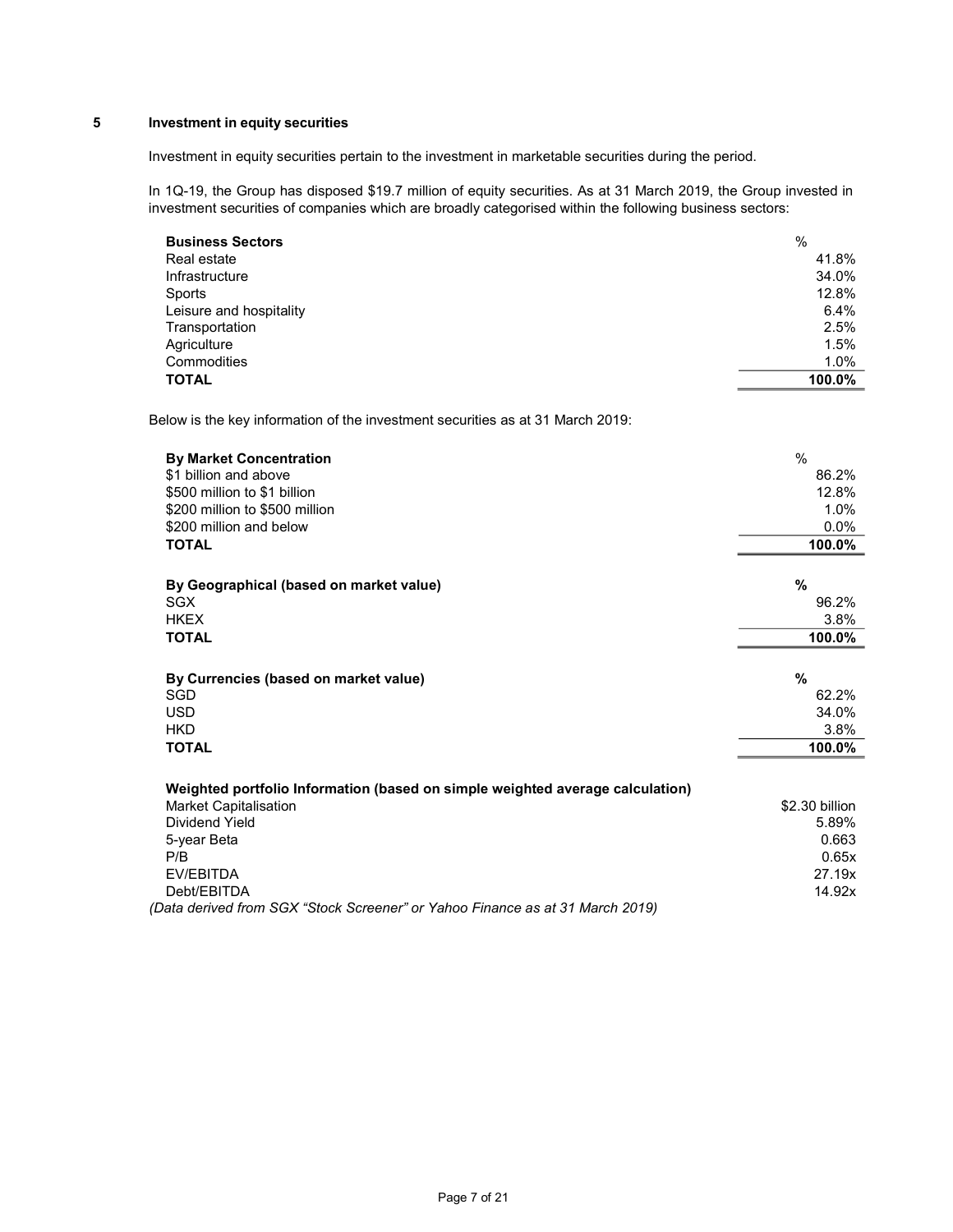## 5 Investment in equity securities

Investment in equity securities pertain to the investment in marketable securities during the period.

In 1Q-19, the Group has disposed $19.7 million of equity securities. As at 31 March 2019, the Group invested in investment securities of companies which are broadly categorised within the following business sectors:

| **Business Sectors** | % |
|---|---|
| Real estate | 41.8% |
| Infrastructure | 34.0% |
| Sports | 12.8% |
| Leisure and hospitality | 6.4% |
| Transportation | 2.5% |
| Agriculture | 1.5% |
| Commodities | 1.0% |
| **TOTAL** | **100.0%** |

Below is the key information of the investment securities as at 31 March 2019:

| **By Market Concentration** | % |
|---|---|
| $1 billion and above | 86.2% |
| $500 million to $1 billion | 12.8% |
| $200 million to $500 million | 1.0% |
| $200 million and below | 0.0% |
| **TOTAL** | **100.0%** |

| **By Geographical (based on market value)** | **%** |
|---|---|
| SGX | 96.2% |
| HKEX | 3.8% |
| **TOTAL** | **100.0%** |

| **By Currencies (based on market value)** | **%** |
|---|---|
| SGD | 62.2% |
| USD | 34.0% |
| HKD | 3.8% |
| **TOTAL** | **100.0%** |

| **Weighted portfolio Information (based on simple weighted average calculation)** | |
|---|---|
| Market Capitalisation | $2.30 billion |
| Dividend Yield | 5.89% |
| 5-year Beta | 0.663 |
| P/B | 0.65x |
| EV/EBITDA | 27.19x |
| Debt/EBITDA | 14.92x |

*(Data derived from SGX "Stock Screener" or Yahoo Finance as at 31 March 2019)*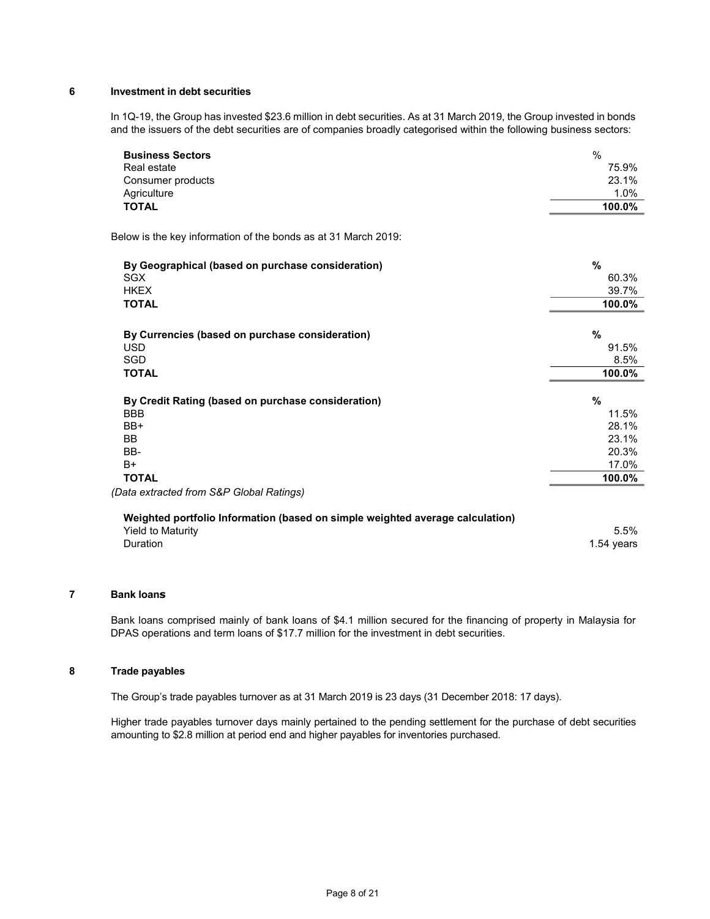## 6 Investment in debt securities

In 1Q-19, the Group has invested $23.6 million in debt securities. As at 31 March 2019, the Group invested in bonds and the issuers of the debt securities are of companies broadly categorised within the following business sectors:

| **Business Sectors** | % |
|---|---|
| Real estate | 75.9% |
| Consumer products | 23.1% |
| Agriculture | 1.0% |
| **TOTAL** | **100.0%** |

Below is the key information of the bonds as at 31 March 2019:

| **By Geographical (based on purchase consideration)** | **%** |
|---|---|
| SGX | 60.3% |
| HKEX | 39.7% |
| **TOTAL** | **100.0%** |

| **By Currencies (based on purchase consideration)** | **%** |
|---|---|
| USD | 91.5% |
| SGD | 8.5% |
| **TOTAL** | **100.0%** |

| **By Credit Rating (based on purchase consideration)** | **%** |
|---|---|
| BBB | 11.5% |
| BB+ | 28.1% |
| BB | 23.1% |
| BB- | 20.3% |
| B+ | 17.0% |
| **TOTAL** | **100.0%** |

*(Data extracted from S&P Global Ratings)*

| **Weighted portfolio Information (based on simple weighted average calculation)** | |
|---|---|
| Yield to Maturity | 5.5% |
| Duration | 1.54 years |

## 7 Bank loans

Bank loans comprised mainly of bank loans of $4.1 million secured for the financing of property in Malaysia for DPAS operations and term loans of $17.7 million for the investment in debt securities.

## 8 Trade payables

The Group's trade payables turnover as at 31 March 2019 is 23 days (31 December 2018: 17 days).

Higher trade payables turnover days mainly pertained to the pending settlement for the purchase of debt securities amounting to $2.8 million at period end and higher payables for inventories purchased.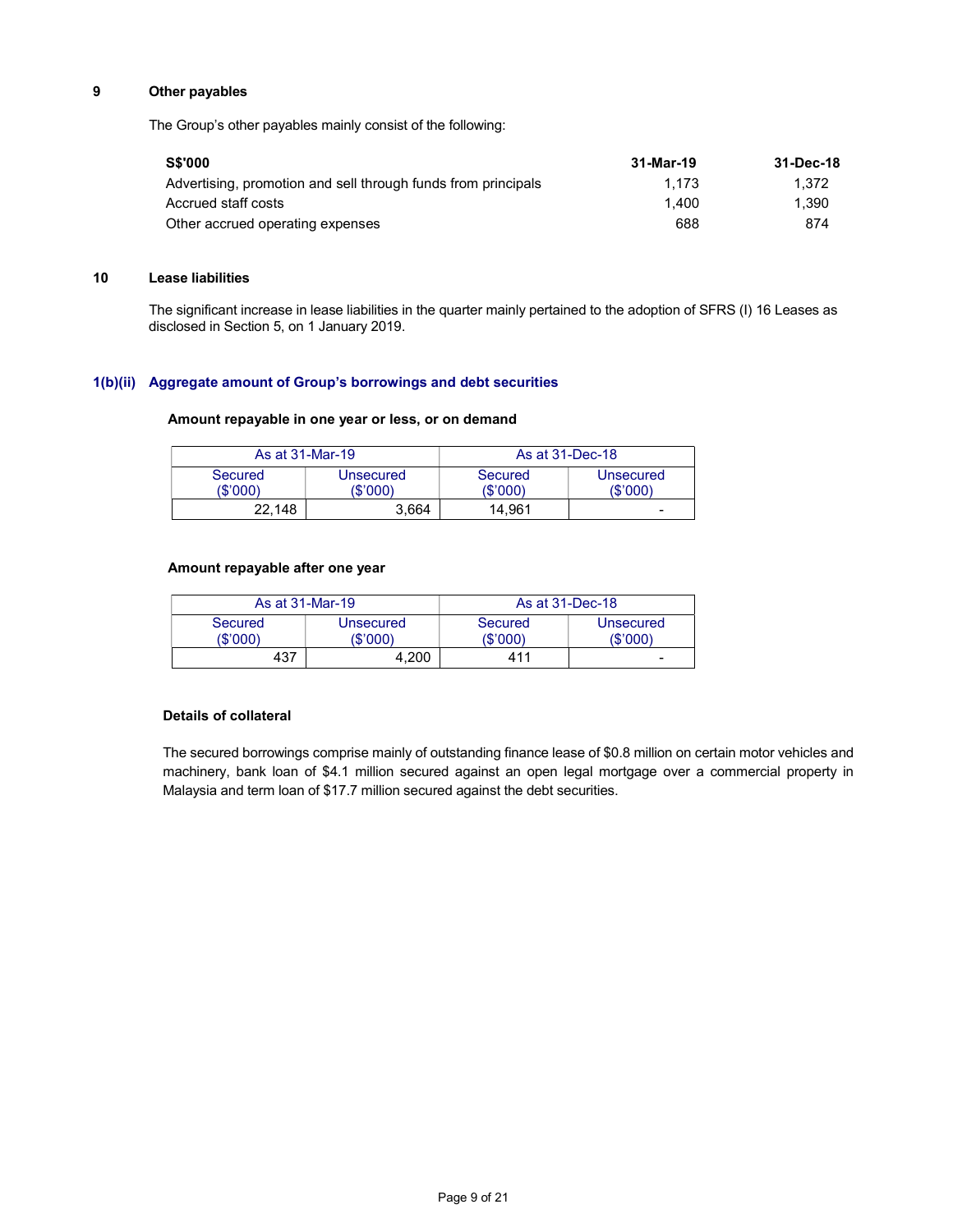## 9 Other payables

The Group's other payables mainly consist of the following:

| S$'000 | 31-Mar-19 | 31-Dec-18 |
|---|---|---|
| Advertising, promotion and sell through funds from principals | 1,173 | 1,372 |
| Accrued staff costs | 1,400 | 1,390 |
| Other accrued operating expenses | 688 | 874 |

## 10 Lease liabilities

The significant increase in lease liabilities in the quarter mainly pertained to the adoption of SFRS (I) 16 Leases as disclosed in Section 5, on 1 January 2019.

## 1(b)(ii) Aggregate amount of Group's borrowings and debt securities

**Amount repayable in one year or less, or on demand**

| As at 31-Mar-19 | | As at 31-Dec-18 | |
|---|---|---|---|
| Secured ($'000) | Unsecured ($'000) | Secured ($'000) | Unsecured ($'000) |
| 22,148 | 3,664 | 14,961 | - |

**Amount repayable after one year**

| As at 31-Mar-19 | | As at 31-Dec-18 | |
|---|---|---|---|
| Secured ($'000) | Unsecured ($'000) | Secured ($'000) | Unsecured ($'000) |
| 437 | 4,200 | 411 | - |

**Details of collateral**

The secured borrowings comprise mainly of outstanding finance lease of $0.8 million on certain motor vehicles and machinery, bank loan of $4.1 million secured against an open legal mortgage over a commercial property in Malaysia and term loan of $17.7 million secured against the debt securities.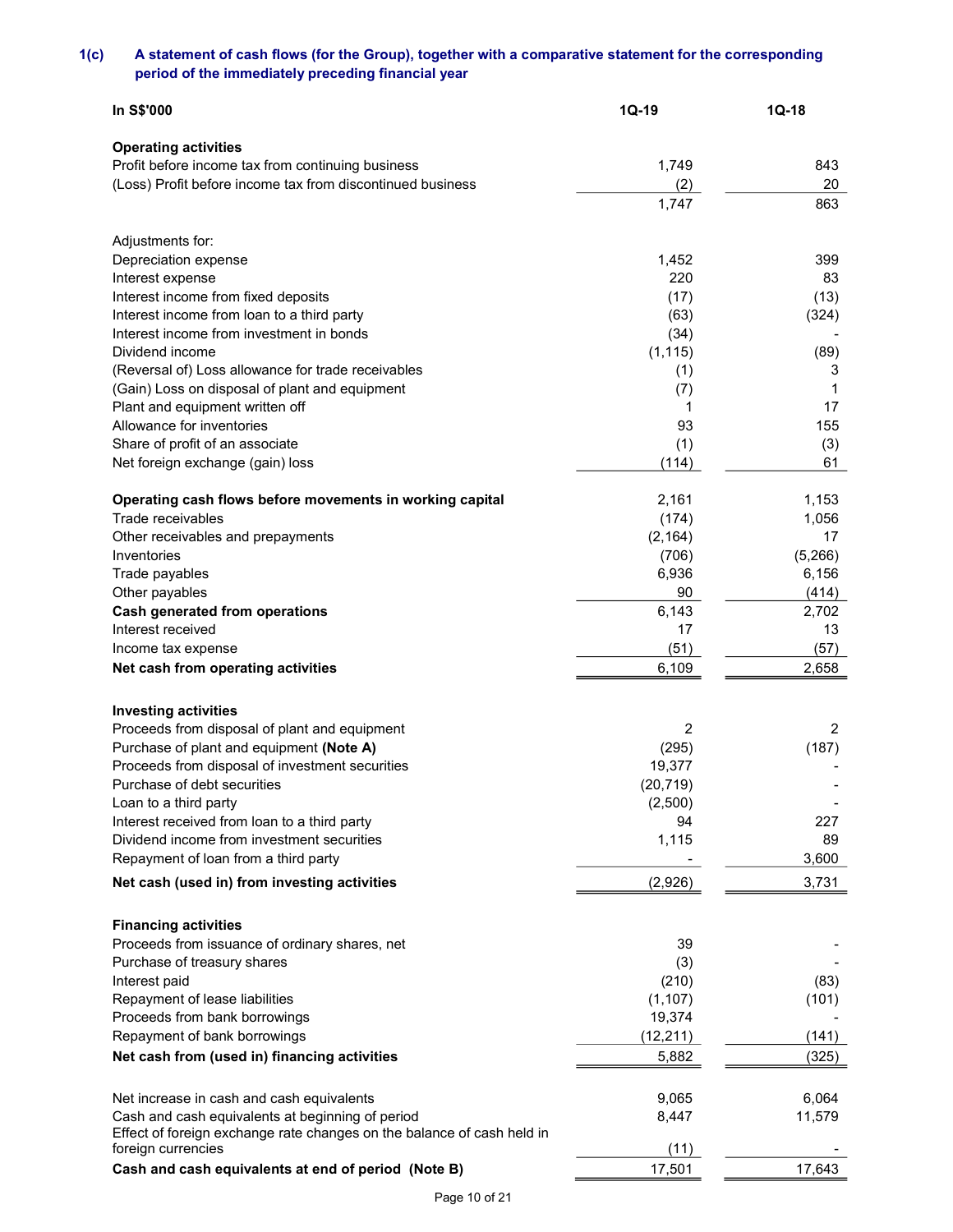## 1(c) A statement of cash flows (for the Group), together with a comparative statement for the corresponding period of the immediately preceding financial year

| In S$'000 | 1Q-19 | 1Q-18 |
|---|---|---|
| **Operating activities** | | |
| Profit before income tax from continuing business | 1,749 | 843 |
| (Loss) Profit before income tax from discontinued business | (2) | 20 |
| | 1,747 | 863 |
| | | |
| Adjustments for: | | |
| Depreciation expense | 1,452 | 399 |
| Interest expense | 220 | 83 |
| Interest income from fixed deposits | (17) | (13) |
| Interest income from loan to a third party | (63) | (324) |
| Interest income from investment in bonds | (34) | - |
| Dividend income | (1,115) | (89) |
| (Reversal of) Loss allowance for trade receivables | (1) | 3 |
| (Gain) Loss on disposal of plant and equipment | (7) | 1 |
| Plant and equipment written off | 1 | 17 |
| Allowance for inventories | 93 | 155 |
| Share of profit of an associate | (1) | (3) |
| Net foreign exchange (gain) loss | (114) | 61 |
| | | |
| **Operating cash flows before movements in working capital** | 2,161 | 1,153 |
| Trade receivables | (174) | 1,056 |
| Other receivables and prepayments | (2,164) | 17 |
| Inventories | (706) | (5,266) |
| Trade payables | 6,936 | 6,156 |
| Other payables | 90 | (414) |
| **Cash generated from operations** | 6,143 | 2,702 |
| Interest received | 17 | 13 |
| Income tax expense | (51) | (57) |
| **Net cash from operating activities** | 6,109 | 2,658 |
| | | |
| **Investing activities** | | |
| Proceeds from disposal of plant and equipment | 2 | 2 |
| Purchase of plant and equipment **(Note A)** | (295) | (187) |
| Proceeds from disposal of investment securities | 19,377 | - |
| Purchase of debt securities | (20,719) | - |
| Loan to a third party | (2,500) | - |
| Interest received from loan to a third party | 94 | 227 |
| Dividend income from investment securities | 1,115 | 89 |
| Repayment of loan from a third party | - | 3,600 |
| **Net cash (used in) from investing activities** | (2,926) | 3,731 |
| | | |
| **Financing activities** | | |
| Proceeds from issuance of ordinary shares, net | 39 | - |
| Purchase of treasury shares | (3) | - |
| Interest paid | (210) | (83) |
| Repayment of lease liabilities | (1,107) | (101) |
| Proceeds from bank borrowings | 19,374 | - |
| Repayment of bank borrowings | (12,211) | (141) |
| **Net cash from (used in) financing activities** | 5,882 | (325) |
| | | |
| Net increase in cash and cash equivalents | 9,065 | 6,064 |
| Cash and cash equivalents at beginning of period | 8,447 | 11,579 |
| Effect of foreign exchange rate changes on the balance of cash held in foreign currencies | (11) | - |
| **Cash and cash equivalents at end of period (Note B)** | 17,501 | 17,643 |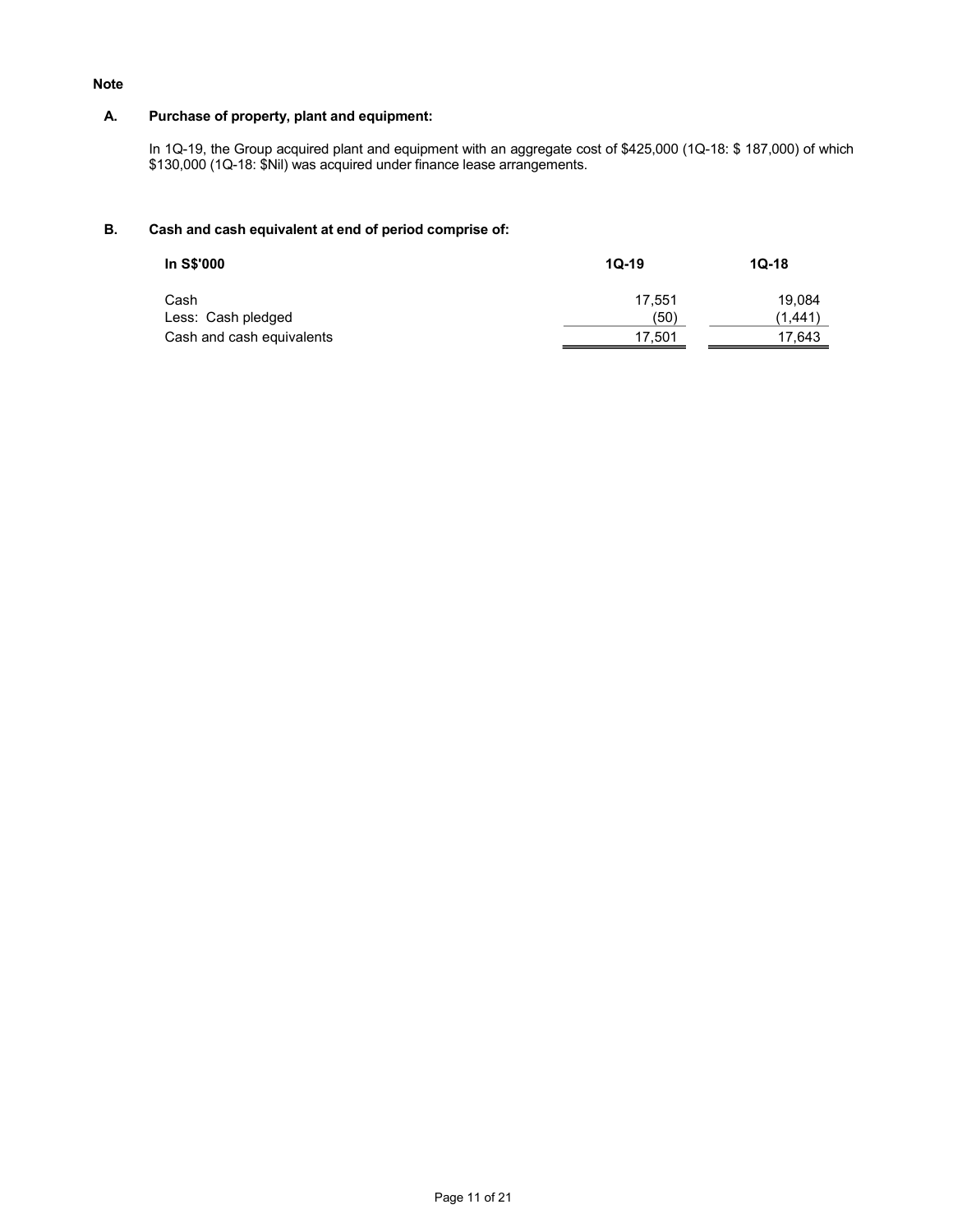**Note**

**A. Purchase of property, plant and equipment:**

In 1Q-19, the Group acquired plant and equipment with an aggregate cost of $425,000 (1Q-18: $ 187,000) of which $130,000 (1Q-18: $Nil) was acquired under finance lease arrangements.

**B. Cash and cash equivalent at end of period comprise of:**

| In S$'000 | 1Q-19 | 1Q-18 |
|---|---|---|
| Cash | 17,551 | 19,084 |
| Less: Cash pledged | (50) | (1,441) |
| Cash and cash equivalents | 17,501 | 17,643 |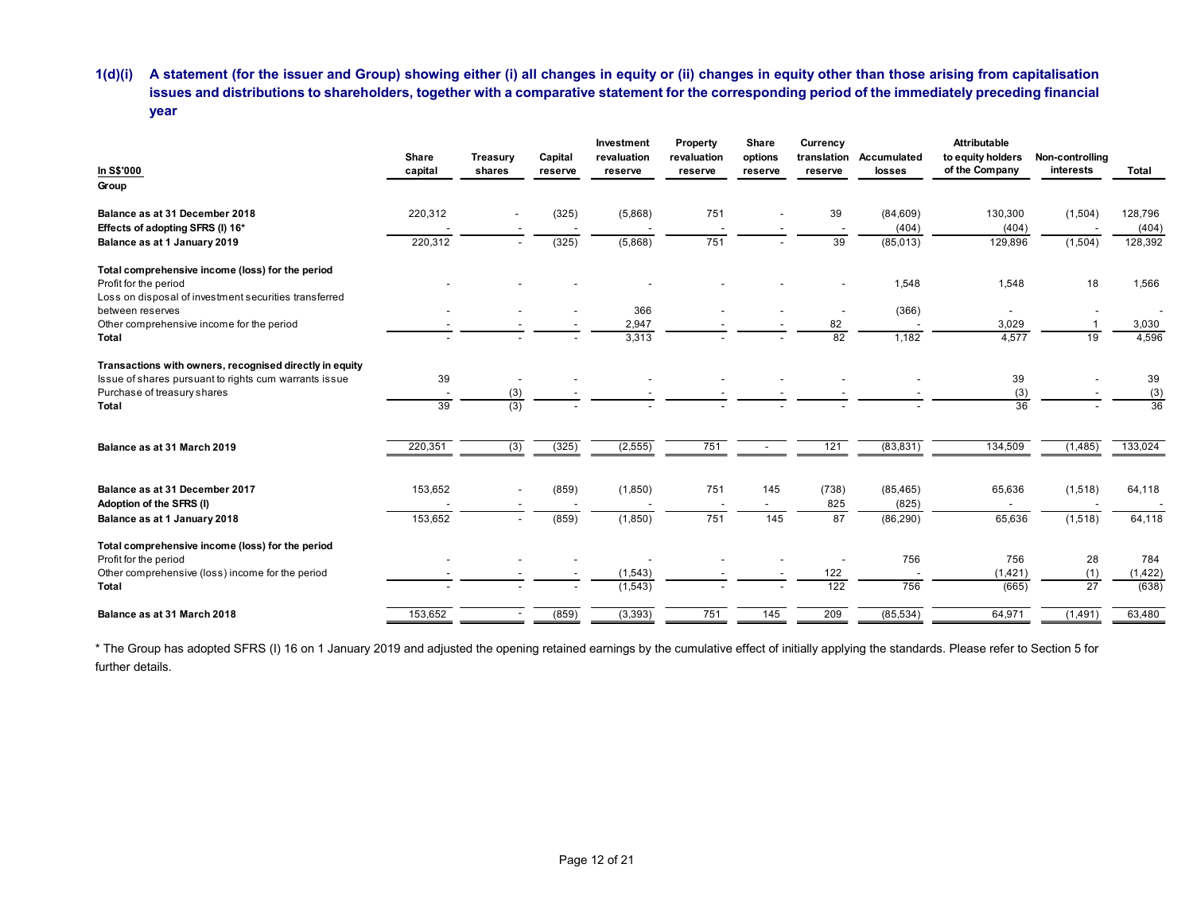**1(d)(i) A statement (for the issuer and Group) showing either (i) all changes in equity or (ii) changes in equity other than those arising from capitalisation issues and distributions to shareholders, together with a comparative statement for the corresponding period of the immediately preceding financial year**

| In S$'000 | Share capital | Treasury shares | Capital reserve | Investment revaluation reserve | Property revaluation reserve | Share options reserve | Currency translation reserve | Accumulated losses | Attributable to equity holders of the Company | Non-controlling interests | Total |
|---|---|---|---|---|---|---|---|---|---|---|---|
| **Group** | | | | | | | | | | | |
| **Balance as at 31 December 2018** | 220,312 | - | (325) | (5,868) | 751 | - | 39 | (84,609) | 130,300 | (1,504) | 128,796 |
| **Effects of adopting SFRS (I) 16*** | - | - | - | - | - | - | - | (404) | (404) | - | (404) |
| **Balance as at 1 January 2019** | 220,312 | - | (325) | (5,868) | 751 | - | 39 | (85,013) | 129,896 | (1,504) | 128,392 |
| **Total comprehensive income (loss) for the period** | | | | | | | | | | | |
| Profit for the period | - | - | - | - | - | - | - | 1,548 | 1,548 | 18 | 1,566 |
| Loss on disposal of investment securities transferred between reserves | - | - | - | 366 | - | - | - | (366) | - | - | - |
| Other comprehensive income for the period | - | - | - | 2,947 | - | - | 82 | - | 3,029 | 1 | 3,030 |
| **Total** | - | - | - | 3,313 | - | - | 82 | 1,182 | 4,577 | 19 | 4,596 |
| **Transactions with owners, recognised directly in equity** | | | | | | | | | | | |
| Issue of shares pursuant to rights cum warrants issue | 39 | - | - | - | - | - | - | - | 39 | - | 39 |
| Purchase of treasury shares | - | (3) | - | - | - | - | - | - | (3) | - | (3) |
| **Total** | 39 | (3) | - | - | - | - | - | - | 36 | - | 36 |
| **Balance as at 31 March 2019** | 220,351 | (3) | (325) | (2,555) | 751 | - | 121 | (83,831) | 134,509 | (1,485) | 133,024 |
| **Balance as at 31 December 2017** | 153,652 | - | (859) | (1,850) | 751 | 145 | (738) | (85,465) | 65,636 | (1,518) | 64,118 |
| **Adoption of the SFRS (I)** | - | - | - | - | - | - | 825 | (825) | - | - | - |
| **Balance as at 1 January 2018** | 153,652 | - | (859) | (1,850) | 751 | 145 | 87 | (86,290) | 65,636 | (1,518) | 64,118 |
| **Total comprehensive income (loss) for the period** | | | | | | | | | | | |
| Profit for the period | - | - | - | - | - | - | - | 756 | 756 | 28 | 784 |
| Other comprehensive (loss) income for the period | - | - | - | (1,543) | - | - | 122 | - | (1,421) | (1) | (1,422) |
| **Total** | - | - | - | (1,543) | - | - | 122 | 756 | (665) | 27 | (638) |
| **Balance as at 31 March 2018** | 153,652 | - | (859) | (3,393) | 751 | 145 | 209 | (85,534) | 64,971 | (1,491) | 63,480 |

\* The Group has adopted SFRS (I) 16 on 1 January 2019 and adjusted the opening retained earnings by the cumulative effect of initially applying the standards. Please refer to Section 5 for further details.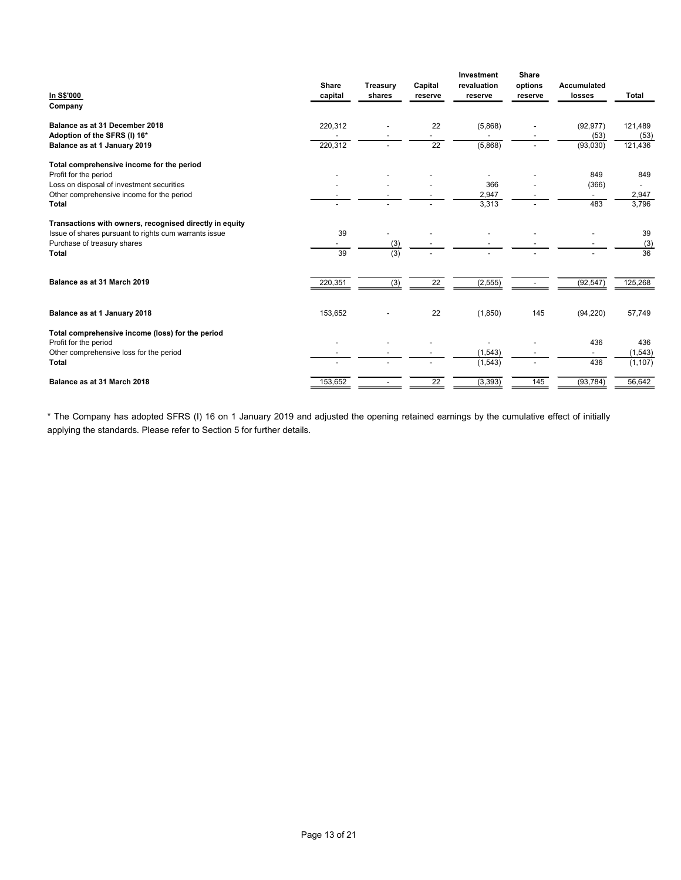| In S$'000 | Share capital | Treasury shares | Capital reserve | Investment revaluation reserve | Share options reserve | Accumulated losses | Total |
|---|---|---|---|---|---|---|---|
| **Company** | | | | | | | |
| **Balance as at 31 December 2018** | 220,312 | - | 22 | (5,868) | - | (92,977) | 121,489 |
| **Adoption of the SFRS (I) 16*** | - | - | - | - | - | (53) | (53) |
| **Balance as at 1 January 2019** | 220,312 | - | 22 | (5,868) | - | (93,030) | 121,436 |
| | | | | | | | |
| **Total comprehensive income for the period** | | | | | | | |
| Profit for the period | - | - | - | - | - | 849 | 849 |
| Loss on disposal of investment securities | - | - | - | 366 | - | (366) | - |
| Other comprehensive income for the period | - | - | - | 2,947 | - | - | 2,947 |
| **Total** | - | - | - | 3,313 | - | 483 | 3,796 |
| | | | | | | | |
| **Transactions with owners, recognised directly in equity** | | | | | | | |
| Issue of shares pursuant to rights cum warrants issue | 39 | - | - | - | - | - | 39 |
| Purchase of treasury shares | - | (3) | - | - | - | - | (3) |
| **Total** | 39 | (3) | - | - | - | - | 36 |
| | | | | | | | |
| **Balance as at 31 March 2019** | 220,351 | (3) | 22 | (2,555) | - | (92,547) | 125,268 |
| | | | | | | | |
| **Balance as at 1 January 2018** | 153,652 | - | 22 | (1,850) | 145 | (94,220) | 57,749 |
| | | | | | | | |
| **Total comprehensive income (loss) for the period** | | | | | | | |
| Profit for the period | - | - | - | - | - | 436 | 436 |
| Other comprehensive loss for the period | - | - | - | (1,543) | - | - | (1,543) |
| **Total** | - | - | - | (1,543) | - | 436 | (1,107) |
| | | | | | | | |
| **Balance as at 31 March 2018** | 153,652 | - | 22 | (3,393) | 145 | (93,784) | 56,642 |

* The Company has adopted SFRS (I) 16 on 1 January 2019 and adjusted the opening retained earnings by the cumulative effect of initially applying the standards. Please refer to Section 5 for further details.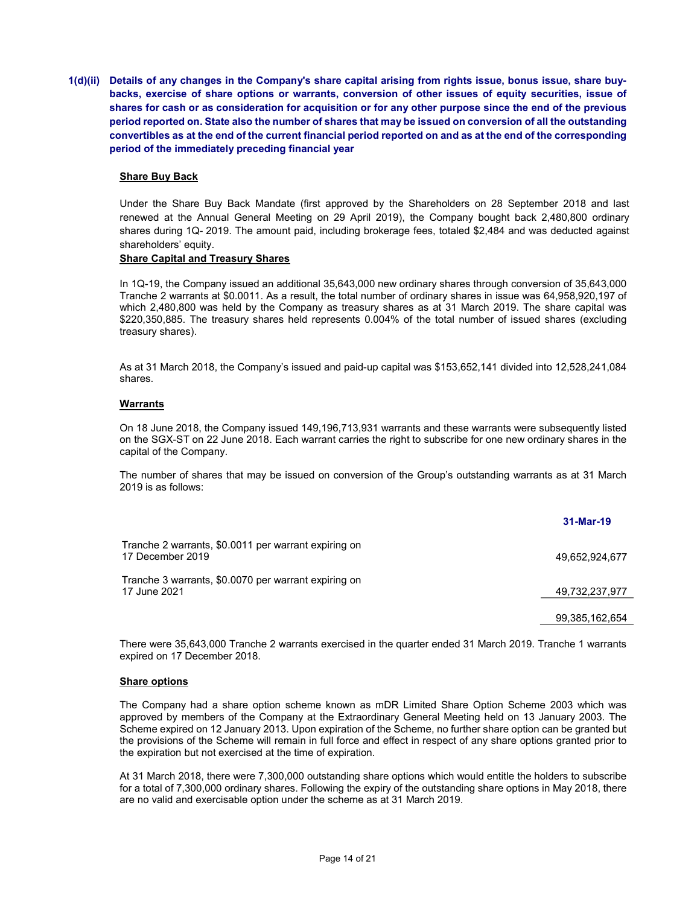**1(d)(ii) Details of any changes in the Company's share capital arising from rights issue, bonus issue, share buy-backs, exercise of share options or warrants, conversion of other issues of equity securities, issue of shares for cash or as consideration for acquisition or for any other purpose since the end of the previous period reported on. State also the number of shares that may be issued on conversion of all the outstanding convertibles as at the end of the current financial period reported on and as at the end of the corresponding period of the immediately preceding financial year**

**Share Buy Back**

Under the Share Buy Back Mandate (first approved by the Shareholders on 28 September 2018 and last renewed at the Annual General Meeting on 29 April 2019), the Company bought back 2,480,800 ordinary shares during 1Q- 2019. The amount paid, including brokerage fees, totaled $2,484 and was deducted against shareholders' equity.

**Share Capital and Treasury Shares**

In 1Q-19, the Company issued an additional 35,643,000 new ordinary shares through conversion of 35,643,000 Tranche 2 warrants at $0.0011. As a result, the total number of ordinary shares in issue was 64,958,920,197 of which 2,480,800 was held by the Company as treasury shares as at 31 March 2019. The share capital was $220,350,885. The treasury shares held represents 0.004% of the total number of issued shares (excluding treasury shares).

As at 31 March 2018, the Company's issued and paid-up capital was $153,652,141 divided into 12,528,241,084 shares.

**Warrants**

On 18 June 2018, the Company issued 149,196,713,931 warrants and these warrants were subsequently listed on the SGX-ST on 22 June 2018. Each warrant carries the right to subscribe for one new ordinary shares in the capital of the Company.

The number of shares that may be issued on conversion of the Group's outstanding warrants as at 31 March 2019 is as follows:

| | 31-Mar-19 |
|---|---|
| Tranche 2 warrants, $0.0011 per warrant expiring on 17 December 2019 | 49,652,924,677 |
| Tranche 3 warrants, $0.0070 per warrant expiring on 17 June 2021 | 49,732,237,977 |
| | 99,385,162,654 |

There were 35,643,000 Tranche 2 warrants exercised in the quarter ended 31 March 2019. Tranche 1 warrants expired on 17 December 2018.

**Share options**

The Company had a share option scheme known as mDR Limited Share Option Scheme 2003 which was approved by members of the Company at the Extraordinary General Meeting held on 13 January 2003. The Scheme expired on 12 January 2013. Upon expiration of the Scheme, no further share option can be granted but the provisions of the Scheme will remain in full force and effect in respect of any share options granted prior to the expiration but not exercised at the time of expiration.

At 31 March 2018, there were 7,300,000 outstanding share options which would entitle the holders to subscribe for a total of 7,300,000 ordinary shares. Following the expiry of the outstanding share options in May 2018, there are no valid and exercisable option under the scheme as at 31 March 2019.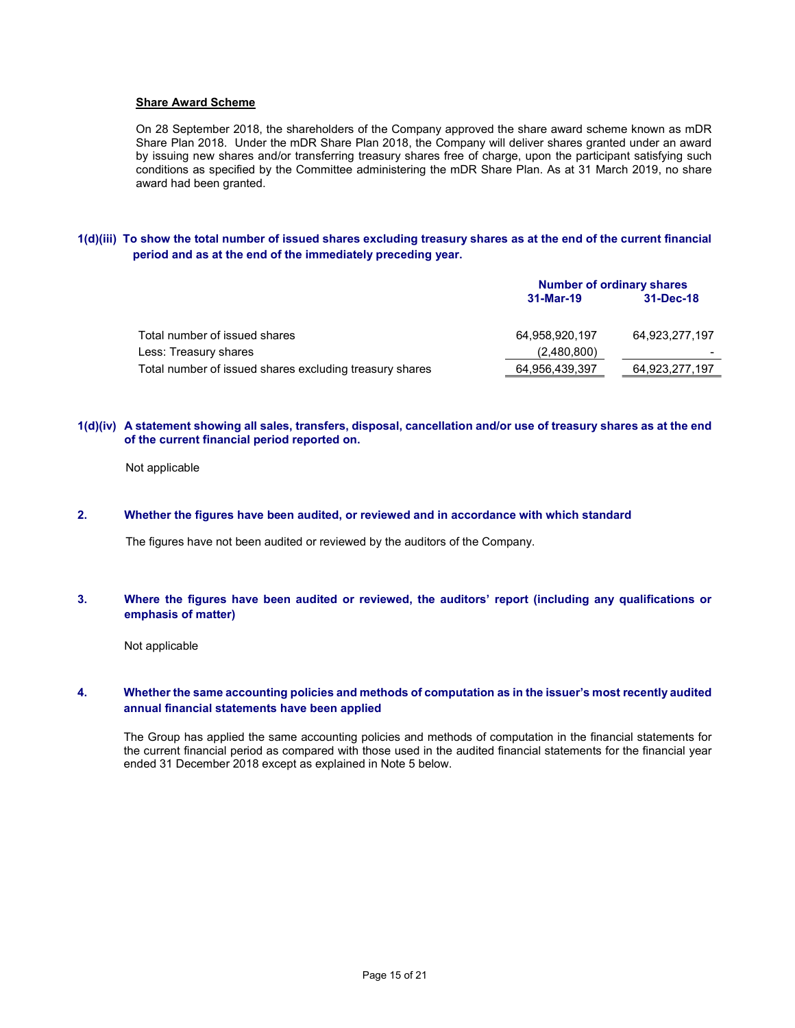**Share Award Scheme**

On 28 September 2018, the shareholders of the Company approved the share award scheme known as mDR Share Plan 2018. Under the mDR Share Plan 2018, the Company will deliver shares granted under an award by issuing new shares and/or transferring treasury shares free of charge, upon the participant satisfying such conditions as specified by the Committee administering the mDR Share Plan. As at 31 March 2019, no share award had been granted.

**1(d)(iii) To show the total number of issued shares excluding treasury shares as at the end of the current financial period and as at the end of the immediately preceding year.**

| | Number of ordinary shares | |
|---|---|---|
| | 31-Mar-19 | 31-Dec-18 |
| Total number of issued shares | 64,958,920,197 | 64,923,277,197 |
| Less: Treasury shares | (2,480,800) | - |
| Total number of issued shares excluding treasury shares | 64,956,439,397 | 64,923,277,197 |

**1(d)(iv) A statement showing all sales, transfers, disposal, cancellation and/or use of treasury shares as at the end of the current financial period reported on.**

Not applicable

**2. Whether the figures have been audited, or reviewed and in accordance with which standard**

The figures have not been audited or reviewed by the auditors of the Company.

**3. Where the figures have been audited or reviewed, the auditors' report (including any qualifications or emphasis of matter)**

Not applicable

**4. Whether the same accounting policies and methods of computation as in the issuer's most recently audited annual financial statements have been applied**

The Group has applied the same accounting policies and methods of computation in the financial statements for the current financial period as compared with those used in the audited financial statements for the financial year ended 31 December 2018 except as explained in Note 5 below.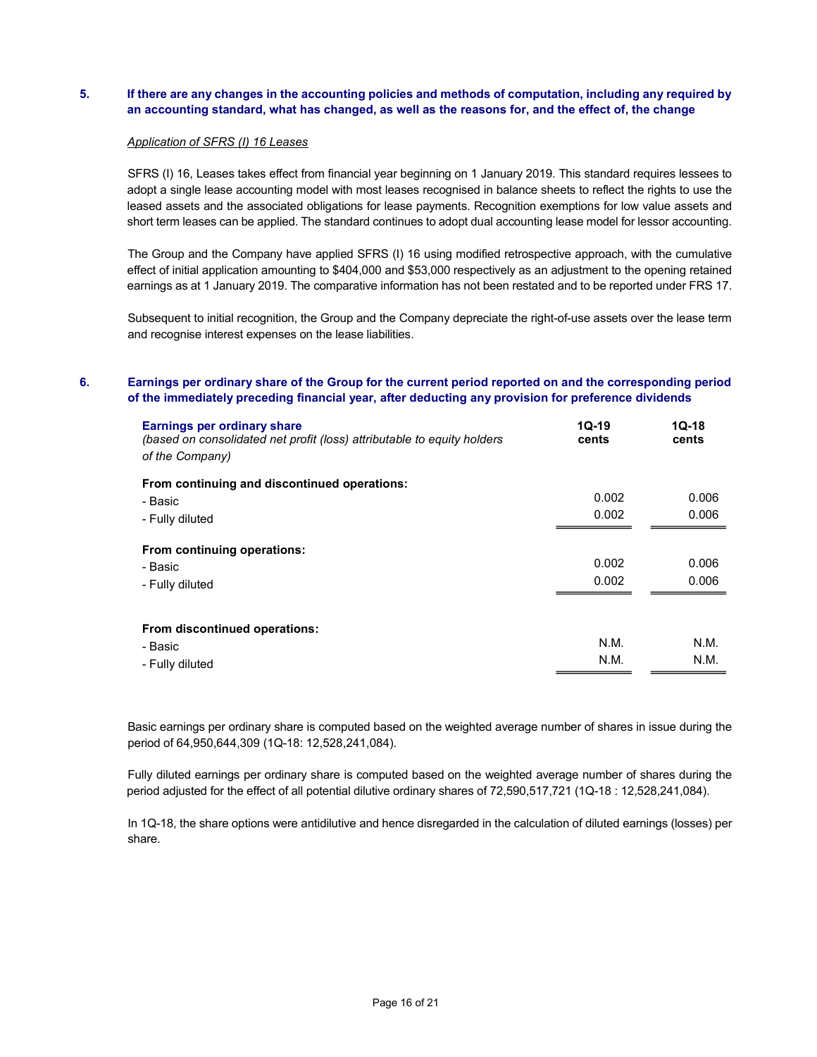## 5. If there are any changes in the accounting policies and methods of computation, including any required by an accounting standard, what has changed, as well as the reasons for, and the effect of, the change

*Application of SFRS (I) 16 Leases*

SFRS (I) 16, Leases takes effect from financial year beginning on 1 January 2019. This standard requires lessees to adopt a single lease accounting model with most leases recognised in balance sheets to reflect the rights to use the leased assets and the associated obligations for lease payments. Recognition exemptions for low value assets and short term leases can be applied. The standard continues to adopt dual accounting lease model for lessor accounting.

The Group and the Company have applied SFRS (I) 16 using modified retrospective approach, with the cumulative effect of initial application amounting to $404,000 and $53,000 respectively as an adjustment to the opening retained earnings as at 1 January 2019. The comparative information has not been restated and to be reported under FRS 17.

Subsequent to initial recognition, the Group and the Company depreciate the right-of-use assets over the lease term and recognise interest expenses on the lease liabilities.

## 6. Earnings per ordinary share of the Group for the current period reported on and the corresponding period of the immediately preceding financial year, after deducting any provision for preference dividends

| **Earnings per ordinary share** *(based on consolidated net profit (loss) attributable to equity holders of the Company)* | **1Q-19 cents** | **1Q-18 cents** |
|---|---|---|
| **From continuing and discontinued operations:** | | |
| - Basic | 0.002 | 0.006 |
| - Fully diluted | 0.002 | 0.006 |
| **From continuing operations:** | | |
| - Basic | 0.002 | 0.006 |
| - Fully diluted | 0.002 | 0.006 |
| **From discontinued operations:** | | |
| - Basic | N.M. | N.M. |
| - Fully diluted | N.M. | N.M. |

Basic earnings per ordinary share is computed based on the weighted average number of shares in issue during the period of 64,950,644,309 (1Q-18: 12,528,241,084).

Fully diluted earnings per ordinary share is computed based on the weighted average number of shares during the period adjusted for the effect of all potential dilutive ordinary shares of 72,590,517,721 (1Q-18 : 12,528,241,084).

In 1Q-18, the share options were antidilutive and hence disregarded in the calculation of diluted earnings (losses) per share.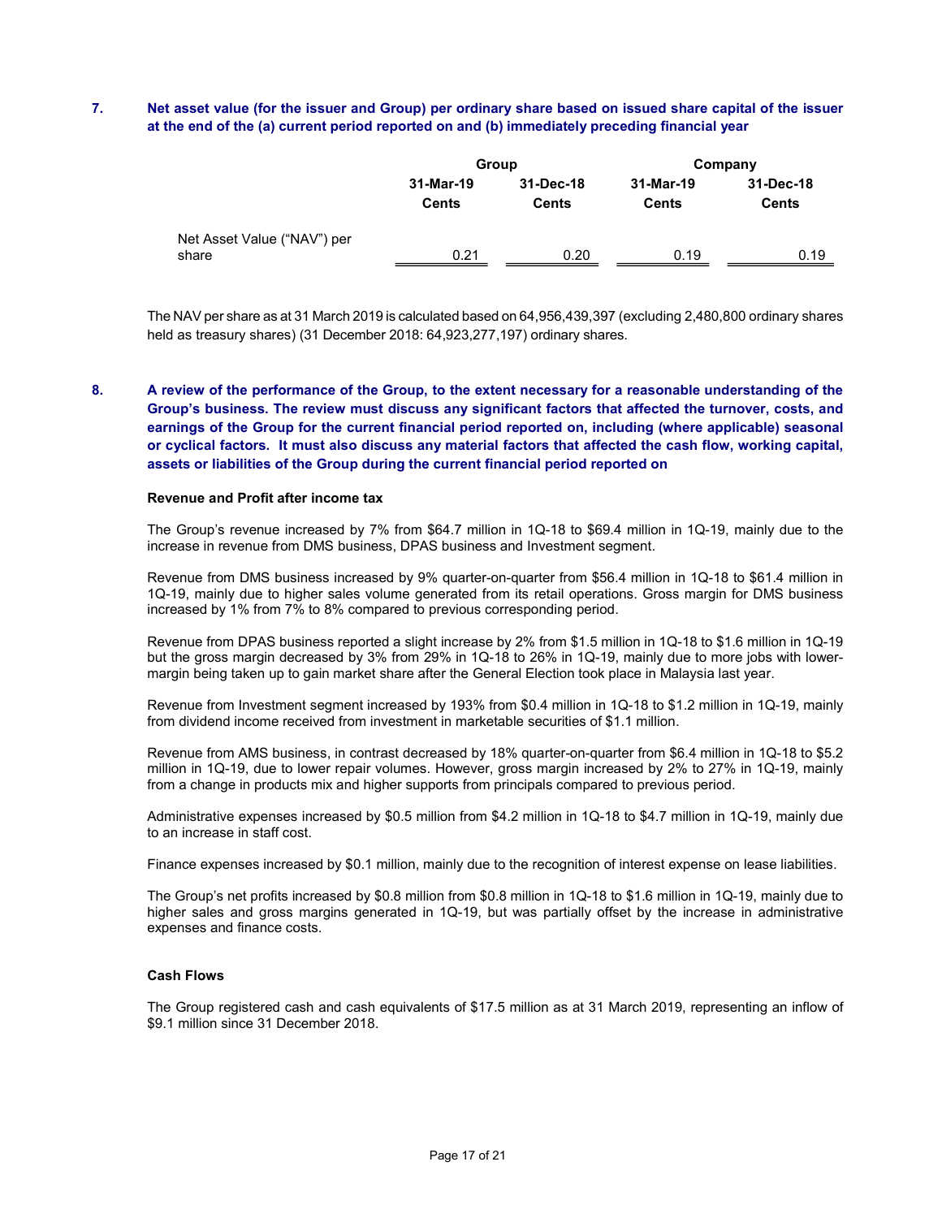**7. Net asset value (for the issuer and Group) per ordinary share based on issued share capital of the issuer at the end of the (a) current period reported on and (b) immediately preceding financial year**

| | Group | | Company | |
|---|---|---|---|---|
| | 31-Mar-19 Cents | 31-Dec-18 Cents | 31-Mar-19 Cents | 31-Dec-18 Cents |
| Net Asset Value ("NAV") per share | 0.21 | 0.20 | 0.19 | 0.19 |

The NAV per share as at 31 March 2019 is calculated based on 64,956,439,397 (excluding 2,480,800 ordinary shares held as treasury shares) (31 December 2018: 64,923,277,197) ordinary shares.

**8. A review of the performance of the Group, to the extent necessary for a reasonable understanding of the Group's business. The review must discuss any significant factors that affected the turnover, costs, and earnings of the Group for the current financial period reported on, including (where applicable) seasonal or cyclical factors. It must also discuss any material factors that affected the cash flow, working capital, assets or liabilities of the Group during the current financial period reported on**

**Revenue and Profit after income tax**

The Group's revenue increased by 7% from $64.7 million in 1Q-18 to $69.4 million in 1Q-19, mainly due to the increase in revenue from DMS business, DPAS business and Investment segment.

Revenue from DMS business increased by 9% quarter-on-quarter from $56.4 million in 1Q-18 to $61.4 million in 1Q-19, mainly due to higher sales volume generated from its retail operations. Gross margin for DMS business increased by 1% from 7% to 8% compared to previous corresponding period.

Revenue from DPAS business reported a slight increase by 2% from $1.5 million in 1Q-18 to $1.6 million in 1Q-19 but the gross margin decreased by 3% from 29% in 1Q-18 to 26% in 1Q-19, mainly due to more jobs with lower-margin being taken up to gain market share after the General Election took place in Malaysia last year.

Revenue from Investment segment increased by 193% from $0.4 million in 1Q-18 to $1.2 million in 1Q-19, mainly from dividend income received from investment in marketable securities of $1.1 million.

Revenue from AMS business, in contrast decreased by 18% quarter-on-quarter from $6.4 million in 1Q-18 to $5.2 million in 1Q-19, due to lower repair volumes. However, gross margin increased by 2% to 27% in 1Q-19, mainly from a change in products mix and higher supports from principals compared to previous period.

Administrative expenses increased by $0.5 million from $4.2 million in 1Q-18 to $4.7 million in 1Q-19, mainly due to an increase in staff cost.

Finance expenses increased by $0.1 million, mainly due to the recognition of interest expense on lease liabilities.

The Group's net profits increased by $0.8 million from $0.8 million in 1Q-18 to $1.6 million in 1Q-19, mainly due to higher sales and gross margins generated in 1Q-19, but was partially offset by the increase in administrative expenses and finance costs.

**Cash Flows**

The Group registered cash and cash equivalents of $17.5 million as at 31 March 2019, representing an inflow of $9.1 million since 31 December 2018.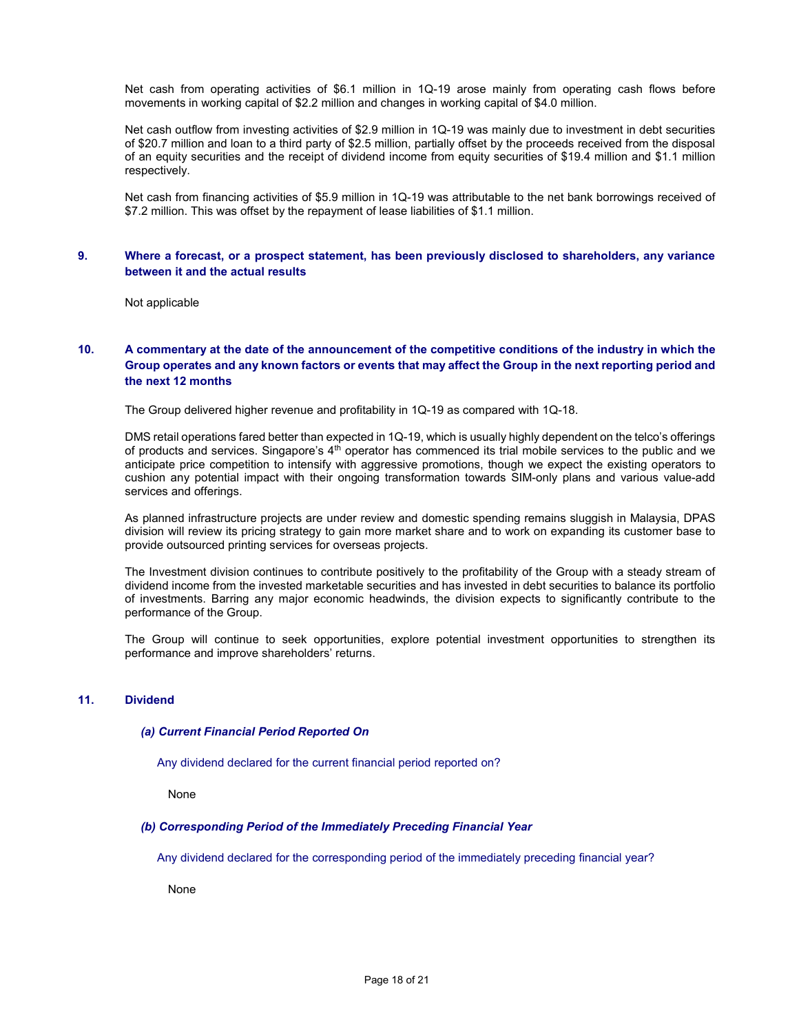Net cash from operating activities of $6.1 million in 1Q-19 arose mainly from operating cash flows before movements in working capital of $2.2 million and changes in working capital of $4.0 million.

Net cash outflow from investing activities of $2.9 million in 1Q-19 was mainly due to investment in debt securities of $20.7 million and loan to a third party of $2.5 million, partially offset by the proceeds received from the disposal of an equity securities and the receipt of dividend income from equity securities of $19.4 million and $1.1 million respectively.

Net cash from financing activities of $5.9 million in 1Q-19 was attributable to the net bank borrowings received of $7.2 million. This was offset by the repayment of lease liabilities of $1.1 million.

## 9. Where a forecast, or a prospect statement, has been previously disclosed to shareholders, any variance between it and the actual results

Not applicable

## 10. A commentary at the date of the announcement of the competitive conditions of the industry in which the Group operates and any known factors or events that may affect the Group in the next reporting period and the next 12 months

The Group delivered higher revenue and profitability in 1Q-19 as compared with 1Q-18.

DMS retail operations fared better than expected in 1Q-19, which is usually highly dependent on the telco's offerings of products and services. Singapore's 4th operator has commenced its trial mobile services to the public and we anticipate price competition to intensify with aggressive promotions, though we expect the existing operators to cushion any potential impact with their ongoing transformation towards SIM-only plans and various value-add services and offerings.

As planned infrastructure projects are under review and domestic spending remains sluggish in Malaysia, DPAS division will review its pricing strategy to gain more market share and to work on expanding its customer base to provide outsourced printing services for overseas projects.

The Investment division continues to contribute positively to the profitability of the Group with a steady stream of dividend income from the invested marketable securities and has invested in debt securities to balance its portfolio of investments. Barring any major economic headwinds, the division expects to significantly contribute to the performance of the Group.

The Group will continue to seek opportunities, explore potential investment opportunities to strengthen its performance and improve shareholders' returns.

## 11. Dividend

### *(a) Current Financial Period Reported On*

Any dividend declared for the current financial period reported on?

None

### *(b) Corresponding Period of the Immediately Preceding Financial Year*

Any dividend declared for the corresponding period of the immediately preceding financial year?

None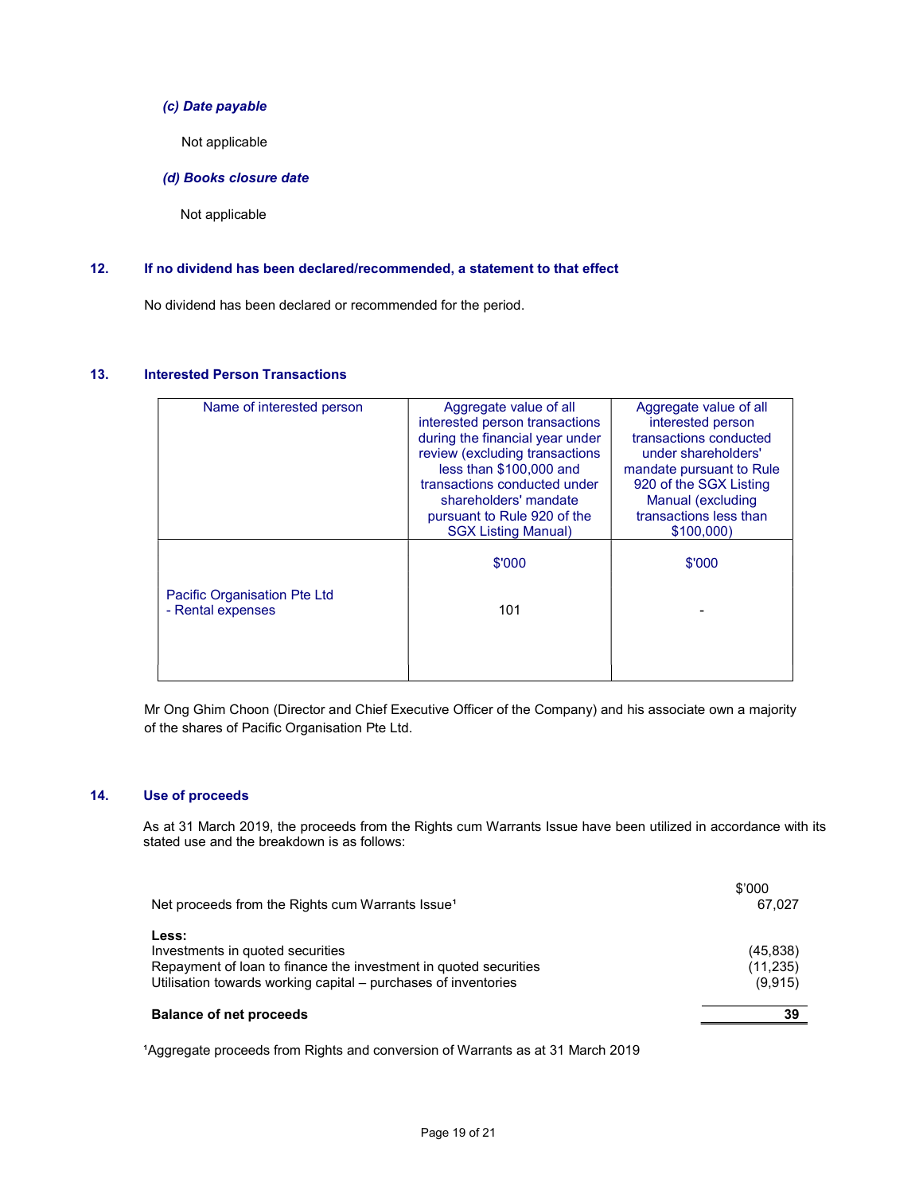*(c) Date payable*

Not applicable

*(d) Books closure date*

Not applicable

## 12. If no dividend has been declared/recommended, a statement to that effect

No dividend has been declared or recommended for the period.

## 13. Interested Person Transactions

| Name of interested person | Aggregate value of all interested person transactions during the financial year under review (excluding transactions less than $100,000 and transactions conducted under shareholders' mandate pursuant to Rule 920 of the SGX Listing Manual) | Aggregate value of all interested person transactions conducted under shareholders' mandate pursuant to Rule 920 of the SGX Listing Manual (excluding transactions less than $100,000) |
|---|---|---|
| | $'000 | $'000 |
| Pacific Organisation Pte Ltd<br>- Rental expenses | 101 | - |

Mr Ong Ghim Choon (Director and Chief Executive Officer of the Company) and his associate own a majority of the shares of Pacific Organisation Pte Ltd.

## 14. Use of proceeds

As at 31 March 2019, the proceeds from the Rights cum Warrants Issue have been utilized in accordance with its stated use and the breakdown is as follows:

| | $'000 |
|---|---|
| Net proceeds from the Rights cum Warrants Issue[1] | 67,027 |
| **Less:** | |
| Investments in quoted securities | (45,838) |
| Repayment of loan to finance the investment in quoted securities | (11,235) |
| Utilisation towards working capital – purchases of inventories | (9,915) |
| **Balance of net proceeds** | **39** |

[1]Aggregate proceeds from Rights and conversion of Warrants as at 31 March 2019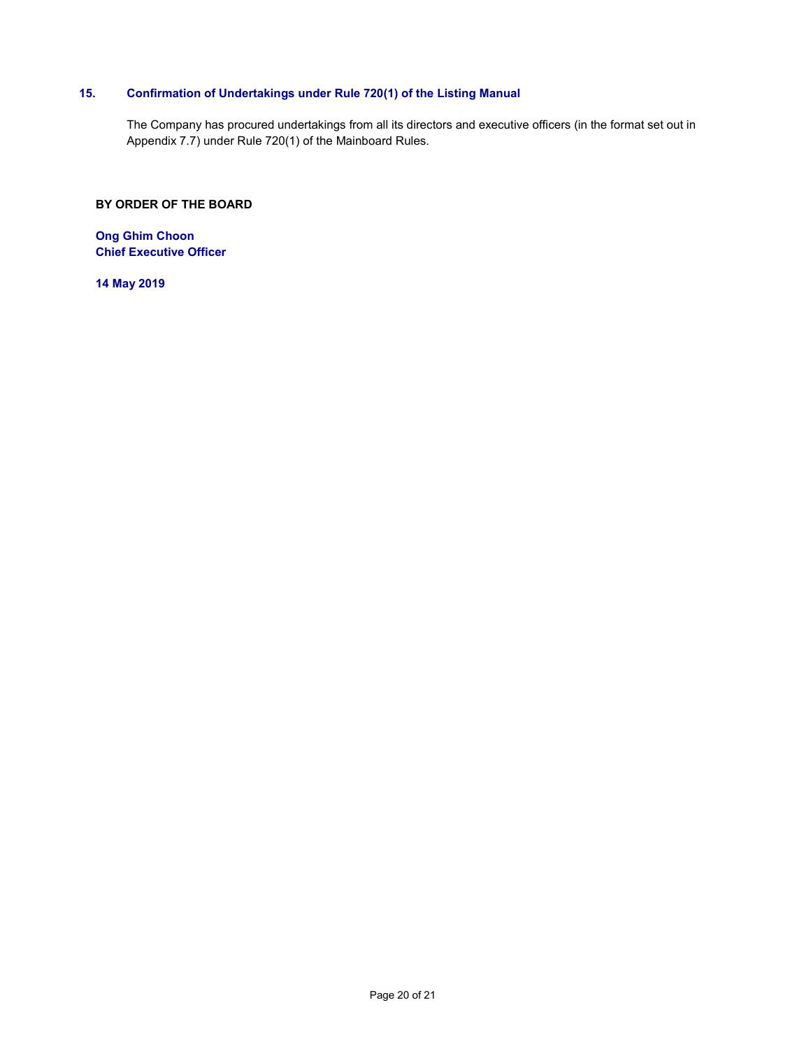## 15. Confirmation of Undertakings under Rule 720(1) of the Listing Manual

The Company has procured undertakings from all its directors and executive officers (in the format set out in Appendix 7.7) under Rule 720(1) of the Mainboard Rules.

**BY ORDER OF THE BOARD**

**Ong Ghim Choon**
**Chief Executive Officer**

**14 May 2019**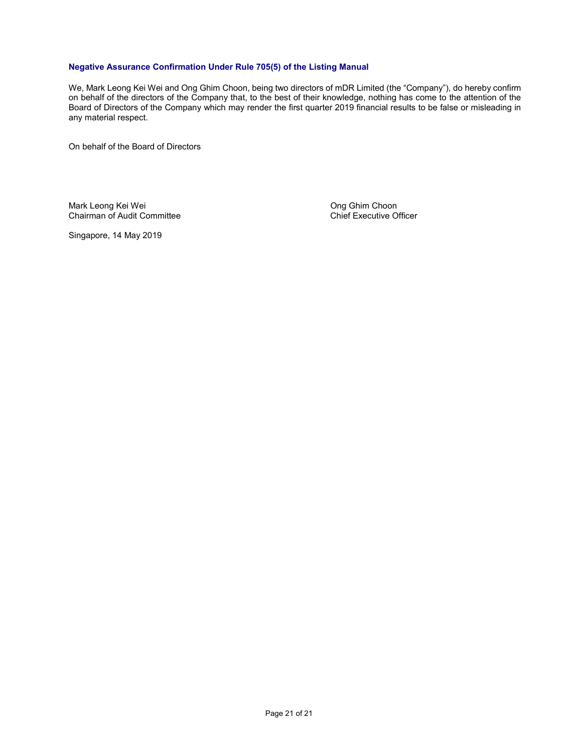**Negative Assurance Confirmation Under Rule 705(5) of the Listing Manual**

We, Mark Leong Kei Wei and Ong Ghim Choon, being two directors of mDR Limited (the "Company"), do hereby confirm on behalf of the directors of the Company that, to the best of their knowledge, nothing has come to the attention of the Board of Directors of the Company which may render the first quarter 2019 financial results to be false or misleading in any material respect.

On behalf of the Board of Directors

Mark Leong Kei Wei
Chairman of Audit Committee

Ong Ghim Choon
Chief Executive Officer

Singapore, 14 May 2019